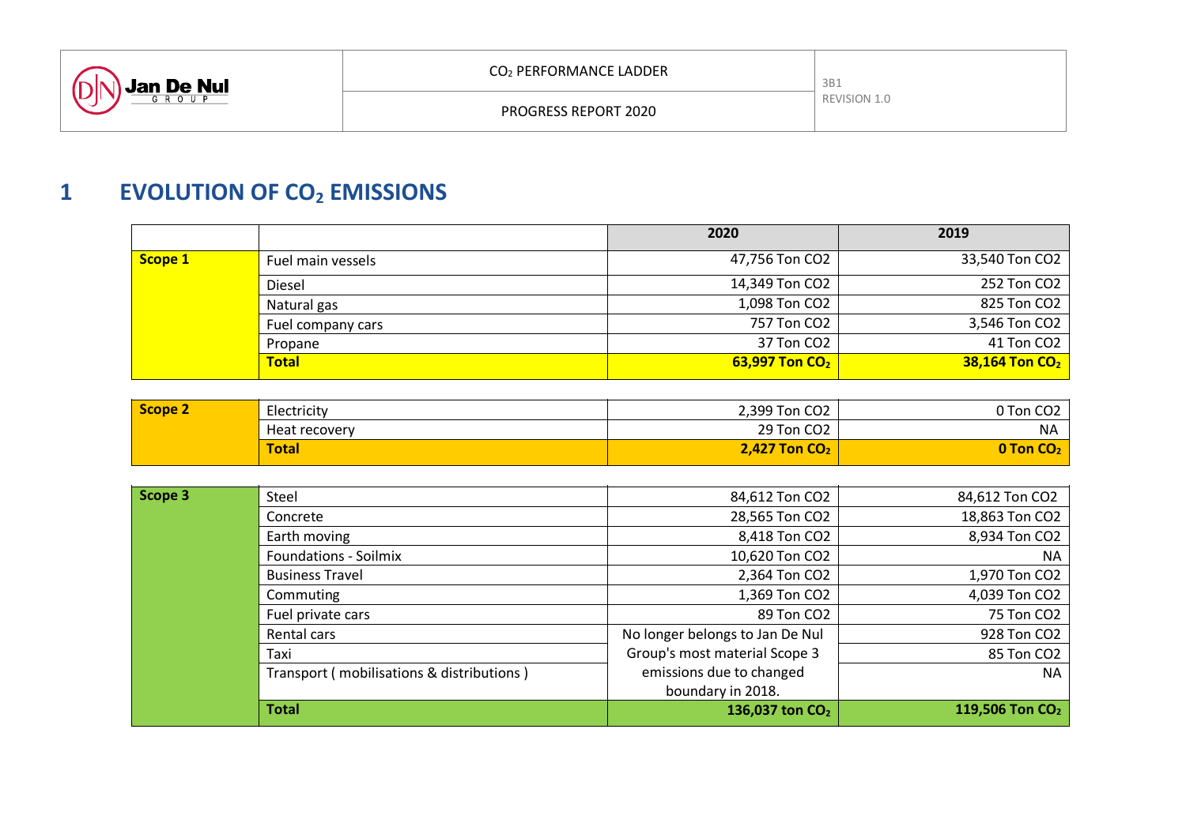# 1 EVOLUTION OF $CO_2$ EMISSIONS

| | | 2020 | 2019 |
|---|---|---|---|
| **Scope 1** | Fuel main vessels | 47,756 Ton CO2 | 33,540 Ton CO2 |
| | Diesel | 14,349 Ton CO2 | 252 Ton CO2 |
| | Natural gas | 1,098 Ton CO2 | 825 Ton CO2 |
| | Fuel company cars | 757 Ton CO2 | 3,546 Ton CO2 |
| | Propane | 37 Ton CO2 | 41 Ton CO2 |
| | **Total** | **63,997 Ton $CO_2$** | **38,164 Ton $CO_2$** |

| | | 2020 | 2019 |
|---|---|---|---|
| **Scope 2** | Electricity | 2,399 Ton CO2 | 0 Ton CO2 |
| | Heat recovery | 29 Ton CO2 | NA |
| | **Total** | **2,427 Ton $CO_2$** | **0 Ton $CO_2$** |

| | | 2020 | 2019 |
|---|---|---|---|
| **Scope 3** | Steel | 84,612 Ton CO2 | 84,612 Ton CO2 |
| | Concrete | 28,565 Ton CO2 | 18,863 Ton CO2 |
| | Earth moving | 8,418 Ton CO2 | 8,934 Ton CO2 |
| | Foundations - Soilmix | 10,620 Ton CO2 | NA |
| | Business Travel | 2,364 Ton CO2 | 1,970 Ton CO2 |
| | Commuting | 1,369 Ton CO2 | 4,039 Ton CO2 |
| | Fuel private cars | 89 Ton CO2 | 75 Ton CO2 |
| | Rental cars | No longer belongs to Jan De Nul Group's most material Scope 3 emissions due to changed boundary in 2018. | 928 Ton CO2 |
| | Taxi | | 85 Ton CO2 |
| | Transport ( mobilisations & distributions ) | | NA |
| | **Total** | **136,037 ton $CO_2$** | **119,506 Ton $CO_2$** |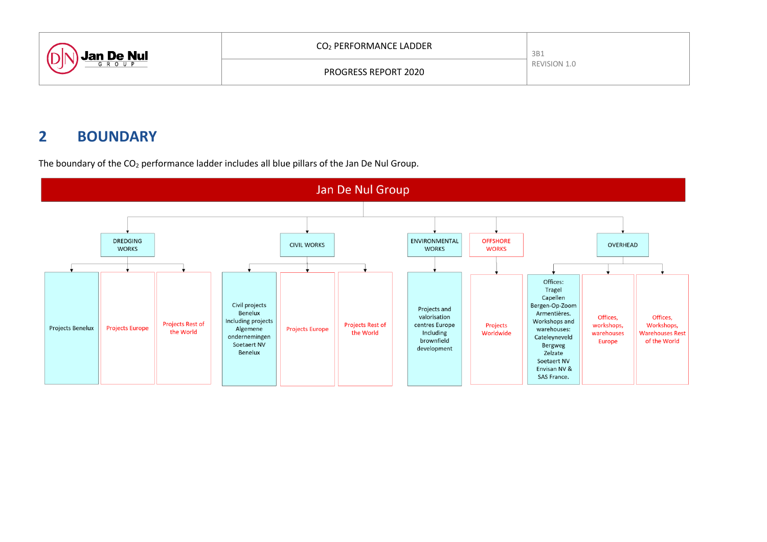## 2 BOUNDARY

The boundary of the $CO_2$ performance ladder includes all blue pillars of the Jan De Nul Group.

**Jan De Nul Group**

- DREDGING WORKS
  - Projects Benelux
  - Projects Europe
  - Projects Rest of the World
- CIVIL WORKS
  - Civil projects Benelux Including projects Algemene ondernemingen Soetaert NV Benelux
  - Projects Europe
  - Projects Rest of the World
- ENVIRONMENTAL WORKS
  - Projects and valorisation centres Europe Including brownfield development
- OFFSHORE WORKS
  - Projects Worldwide
- OVERHEAD
  - Offices: Tragel Capellen Bergen-Op-Zoom Armentières. Workshops and warehouses: Cateleyneveld Bergweg Zelzate Soetaert NV Envisan NV & SAS France.
  - Offices, workshops, warehouses Europe
  - Offices, Workshops, Warehouses Rest of the World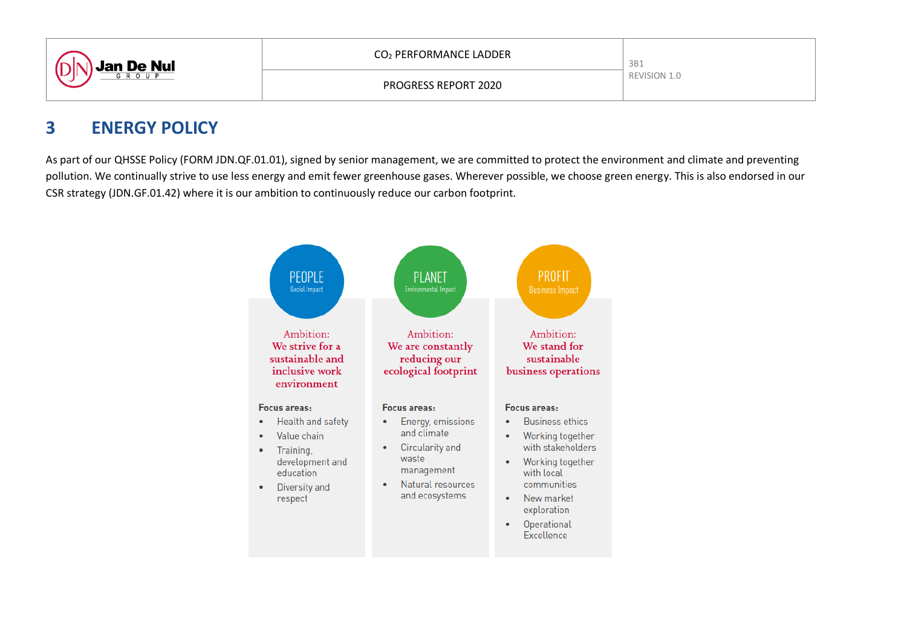# 3 ENERGY POLICY

As part of our QHSSE Policy (FORM JDN.QF.01.01), signed by senior management, we are committed to protect the environment and climate and preventing pollution. We continually strive to use less energy and emit fewer greenhouse gases. Wherever possible, we choose green energy. This is also endorsed in our CSR strategy (JDN.GF.01.42) where it is our ambition to continuously reduce our carbon footprint.

**PEOPLE**
Social Impact

Ambition:
**We strive for a sustainable and inclusive work environment**

**Focus areas:**

- Health and safety
- Value chain
- Training, development and education
- Diversity and respect

**PLANET**
Environmental Impact

Ambition:
**We are constantly reducing our ecological footprint**

**Focus areas:**

- Energy, emissions and climate
- Circularity and waste management
- Natural resources and ecosystems

**PROFIT**
Business Impact

Ambition:
**We stand for sustainable business operations**

**Focus areas:**

- Business ethics
- Working together with stakeholders
- Working together with local communities
- New market exploration
- Operational Excellence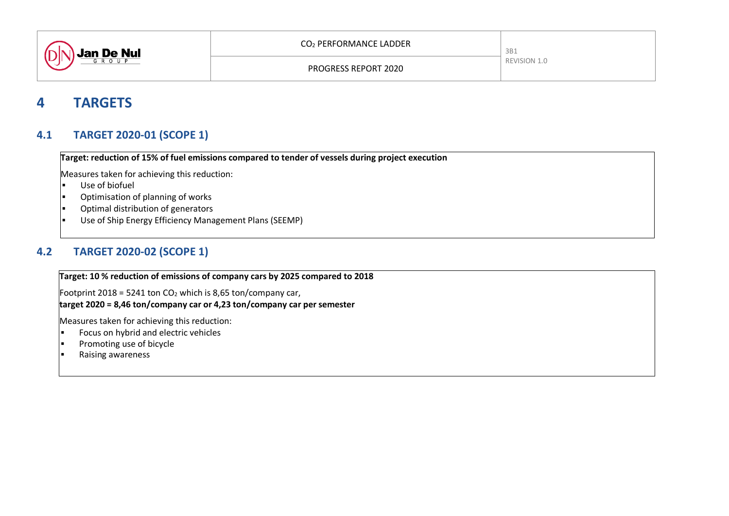# 4 TARGETS

## 4.1 TARGET 2020-01 (SCOPE 1)

**Target: reduction of 15% of fuel emissions compared to tender of vessels during project execution**

Measures taken for achieving this reduction:

- Use of biofuel
- Optimisation of planning of works
- Optimal distribution of generators
- Use of Ship Energy Efficiency Management Plans (SEEMP)

## 4.2 TARGET 2020-02 (SCOPE 1)

**Target: 10 % reduction of emissions of company cars by 2025 compared to 2018**

Footprint 2018 = 5241 ton $CO_2$ which is 8,65 ton/company car,
**target 2020 = 8,46 ton/company car or 4,23 ton/company car per semester**

Measures taken for achieving this reduction:

- Focus on hybrid and electric vehicles
- Promoting use of bicycle
- Raising awareness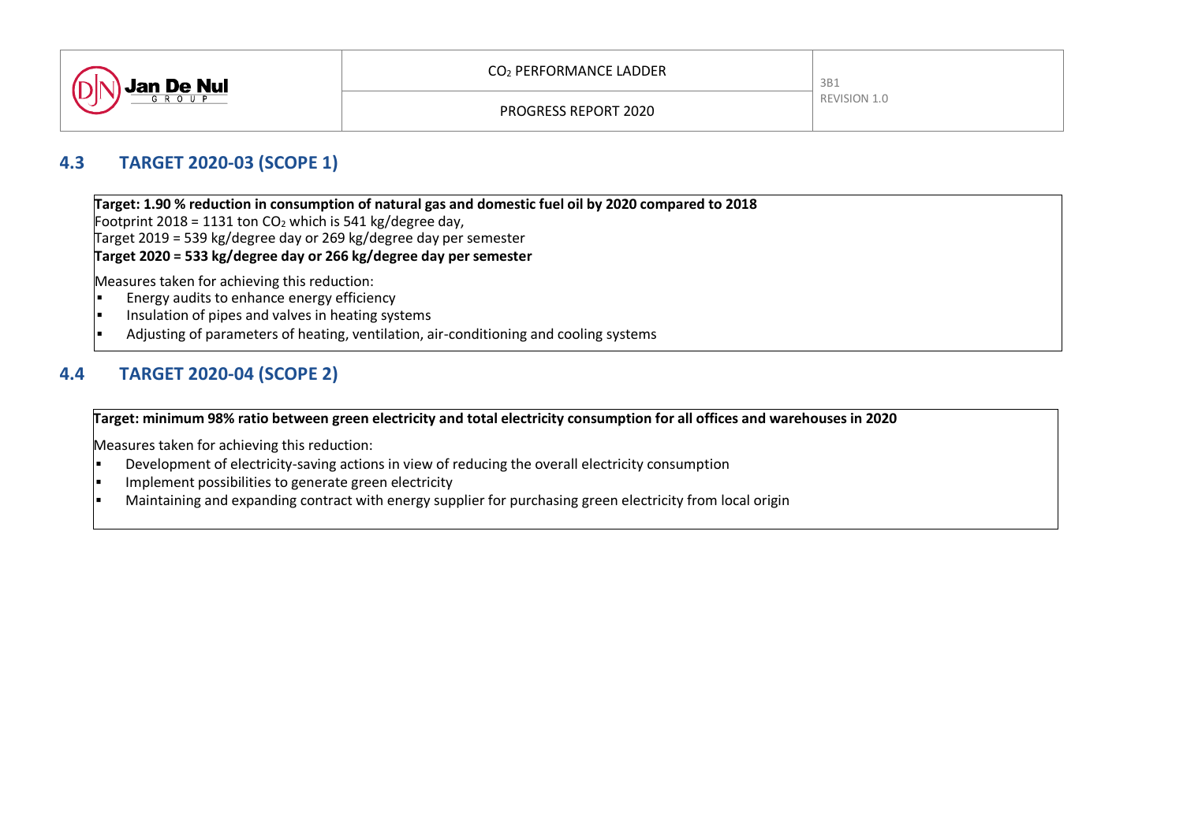## 4.3 TARGET 2020-03 (SCOPE 1)

**Target: 1.90 % reduction in consumption of natural gas and domestic fuel oil by 2020 compared to 2018**
Footprint 2018 = 1131 ton $CO_2$ which is 541 kg/degree day,
Target 2019 = 539 kg/degree day or 269 kg/degree day per semester
**Target 2020 = 533 kg/degree day or 266 kg/degree day per semester**

Measures taken for achieving this reduction:

- Energy audits to enhance energy efficiency
- Insulation of pipes and valves in heating systems
- Adjusting of parameters of heating, ventilation, air-conditioning and cooling systems

## 4.4 TARGET 2020-04 (SCOPE 2)

**Target: minimum 98% ratio between green electricity and total electricity consumption for all offices and warehouses in 2020**

Measures taken for achieving this reduction:

- Development of electricity-saving actions in view of reducing the overall electricity consumption
- Implement possibilities to generate green electricity
- Maintaining and expanding contract with energy supplier for purchasing green electricity from local origin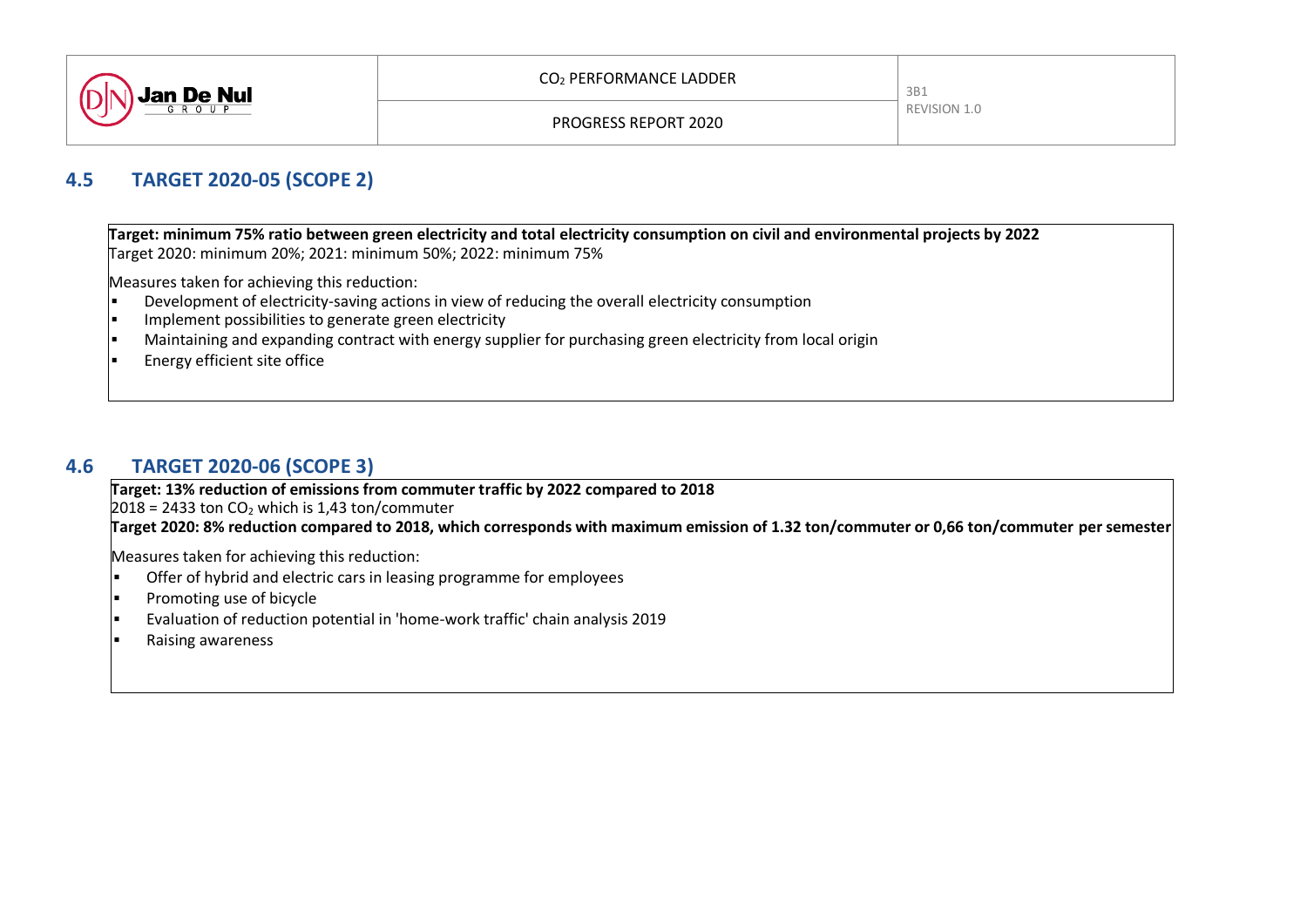## 4.5 TARGET 2020-05 (SCOPE 2)

**Target: minimum 75% ratio between green electricity and total electricity consumption on civil and environmental projects by 2022**
Target 2020: minimum 20%; 2021: minimum 50%; 2022: minimum 75%

Measures taken for achieving this reduction:

- Development of electricity-saving actions in view of reducing the overall electricity consumption
- Implement possibilities to generate green electricity
- Maintaining and expanding contract with energy supplier for purchasing green electricity from local origin
- Energy efficient site office

## 4.6 TARGET 2020-06 (SCOPE 3)

**Target: 13% reduction of emissions from commuter traffic by 2022 compared to 2018**
2018 = 2433 ton $CO_2$ which is 1,43 ton/commuter
**Target 2020: 8% reduction compared to 2018, which corresponds with maximum emission of 1.32 ton/commuter or 0,66 ton/commuter per semester**

Measures taken for achieving this reduction:

- Offer of hybrid and electric cars in leasing programme for employees
- Promoting use of bicycle
- Evaluation of reduction potential in 'home-work traffic' chain analysis 2019
- Raising awareness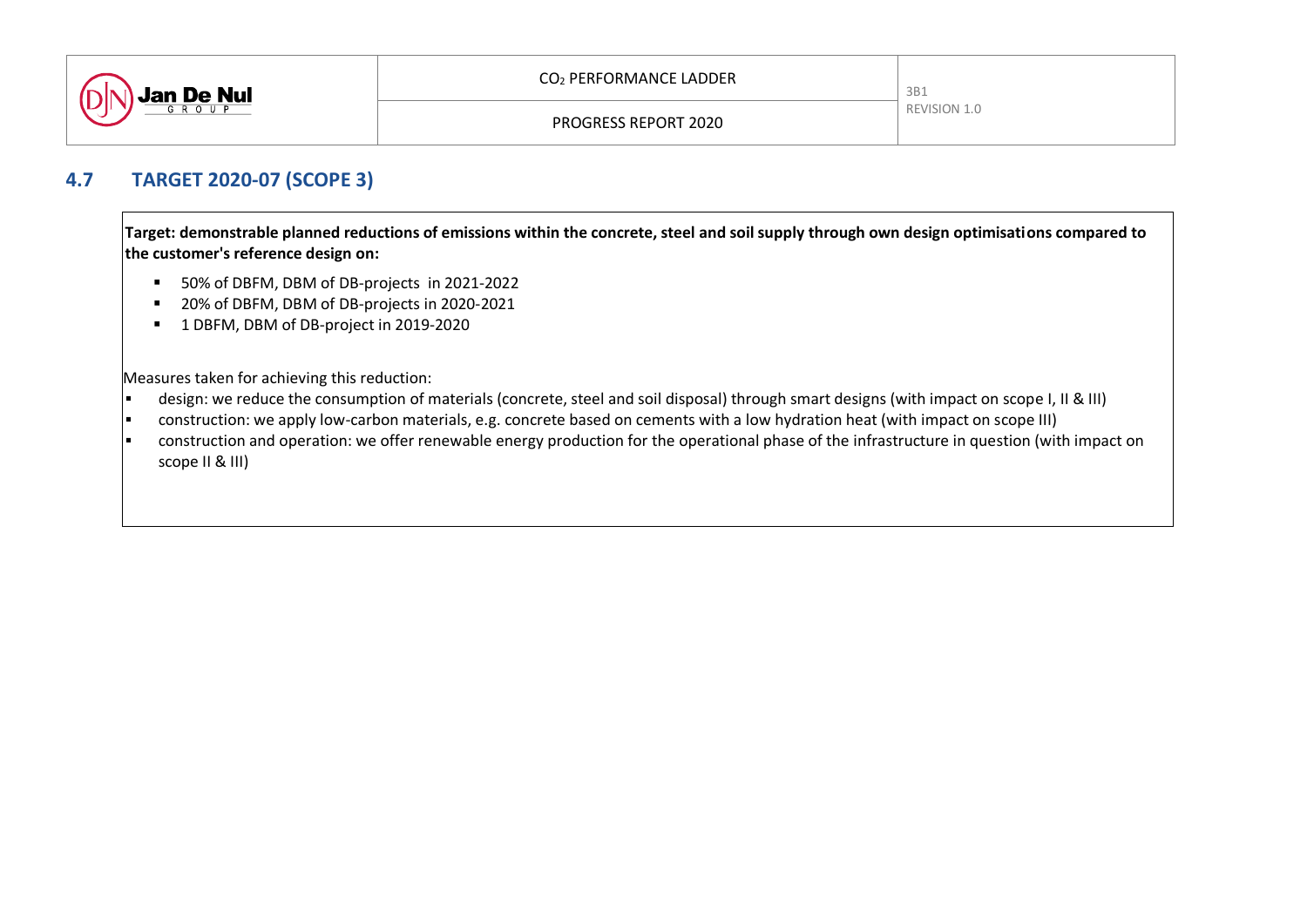## 4.7 TARGET 2020-07 (SCOPE 3)

**Target: demonstrable planned reductions of emissions within the concrete, steel and soil supply through own design optimisations compared to the customer's reference design on:**

- 50% of DBFM, DBM of DB-projects in 2021-2022
- 20% of DBFM, DBM of DB-projects in 2020-2021
- 1 DBFM, DBM of DB-project in 2019-2020

Measures taken for achieving this reduction:

- design: we reduce the consumption of materials (concrete, steel and soil disposal) through smart designs (with impact on scope I, II & III)
- construction: we apply low-carbon materials, e.g. concrete based on cements with a low hydration heat (with impact on scope III)
- construction and operation: we offer renewable energy production for the operational phase of the infrastructure in question (with impact on scope II & III)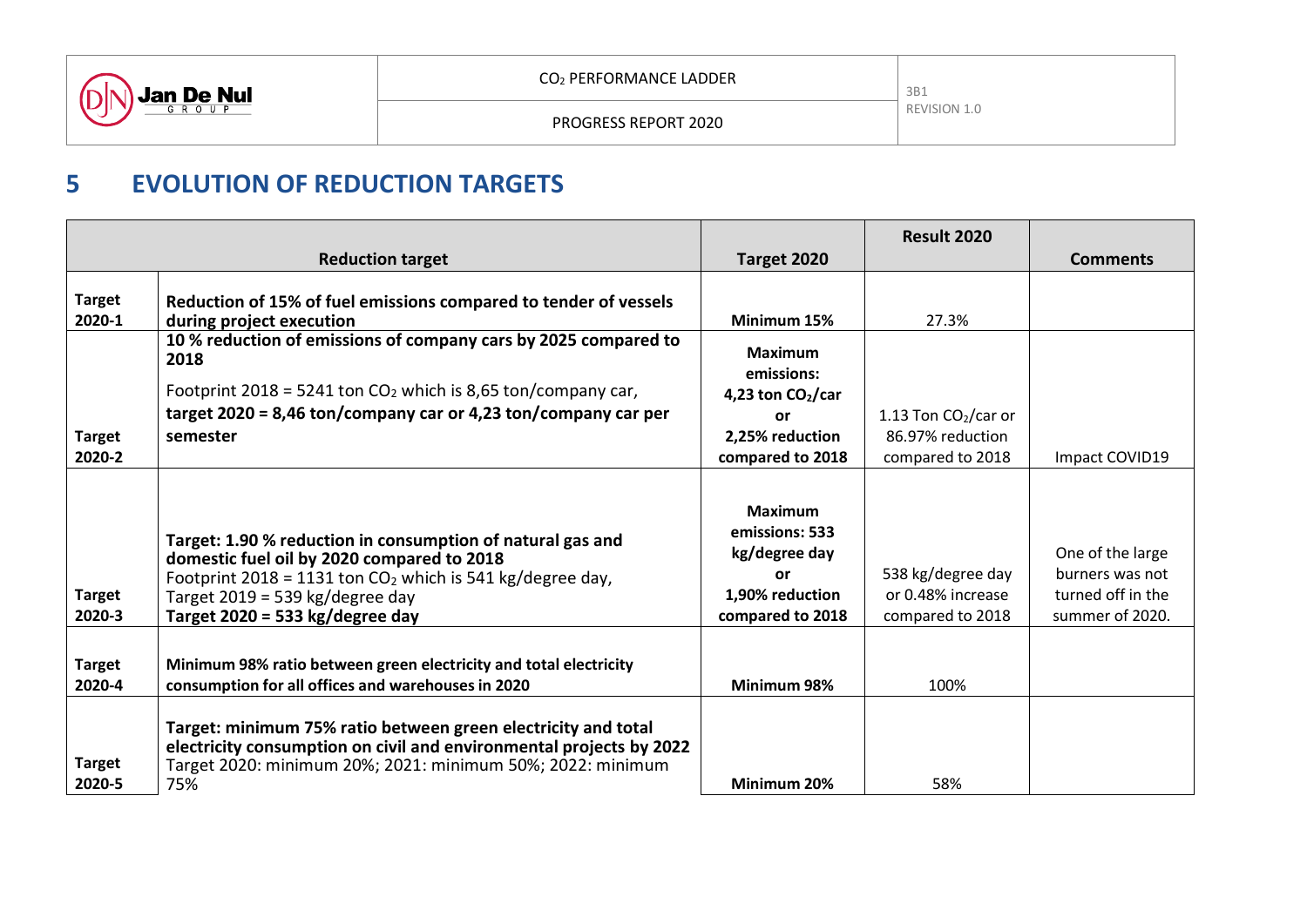# 5 EVOLUTION OF REDUCTION TARGETS

| Reduction target | | Target 2020 | Result 2020 | Comments |
|---|---|---|---|---|
| **Target 2020-1** | **Reduction of 15% of fuel emissions compared to tender of vessels during project execution** | **Minimum 15%** | 27.3% | |
| **Target 2020-2** | **10 % reduction of emissions of company cars by 2025 compared to 2018**<br>Footprint 2018 = 5241 ton $CO_2$ which is 8,65 ton/company car, **target 2020 = 8,46 ton/company car or 4,23 ton/company car per semester** | **Maximum emissions: 4,23 ton $CO_2$/car or 2,25% reduction compared to 2018** | 1.13 Ton $CO_2$/car or 86.97% reduction compared to 2018 | Impact COVID19 |
| **Target 2020-3** | **Target: 1.90 % reduction in consumption of natural gas and domestic fuel oil by 2020 compared to 2018**<br>Footprint 2018 = 1131 ton $CO_2$ which is 541 kg/degree day,<br>Target 2019 = 539 kg/degree day<br>**Target 2020 = 533 kg/degree day** | **Maximum emissions: 533 kg/degree day or 1,90% reduction compared to 2018** | 538 kg/degree day or 0.48% increase compared to 2018 | One of the large burners was not turned off in the summer of 2020. |
| **Target 2020-4** | **Minimum 98% ratio between green electricity and total electricity consumption for all offices and warehouses in 2020** | **Minimum 98%** | 100% | |
| **Target 2020-5** | **Target: minimum 75% ratio between green electricity and total electricity consumption on civil and environmental projects by 2022**<br>Target 2020: minimum 20%; 2021: minimum 50%; 2022: minimum 75% | **Minimum 20%** | 58% | |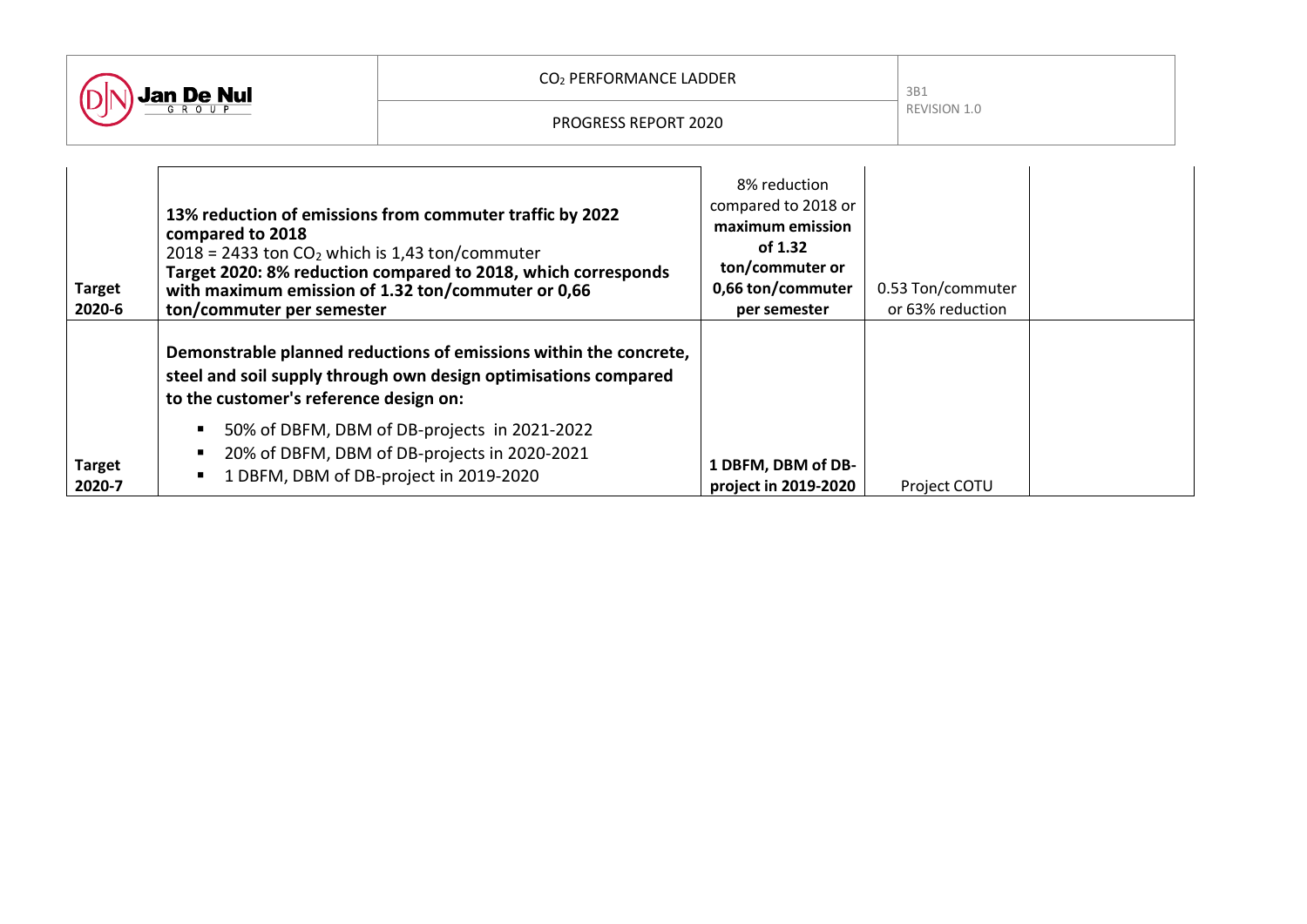| | | | | |
|---|---|---|---|---|
| **Target 2020-6** | **13% reduction of emissions from commuter traffic by 2022 compared to 2018**<br>2018 = 2433 ton $CO_2$ which is 1,43 ton/commuter<br>**Target 2020: 8% reduction compared to 2018, which corresponds with maximum emission of 1.32 ton/commuter or 0,66 ton/commuter per semester** | 8% reduction compared to 2018 or **maximum emission of 1.32 ton/commuter or 0,66 ton/commuter per semester** | 0.53 Ton/commuter or 63% reduction | |
| **Target 2020-7** | **Demonstrable planned reductions of emissions within the concrete, steel and soil supply through own design optimisations compared to the customer's reference design on:**<br>▪ 50% of DBFM, DBM of DB-projects in 2021-2022<br>▪ 20% of DBFM, DBM of DB-projects in 2020-2021<br>▪ 1 DBFM, DBM of DB-project in 2019-2020 | **1 DBFM, DBM of DB-project in 2019-2020** | Project COTU | |